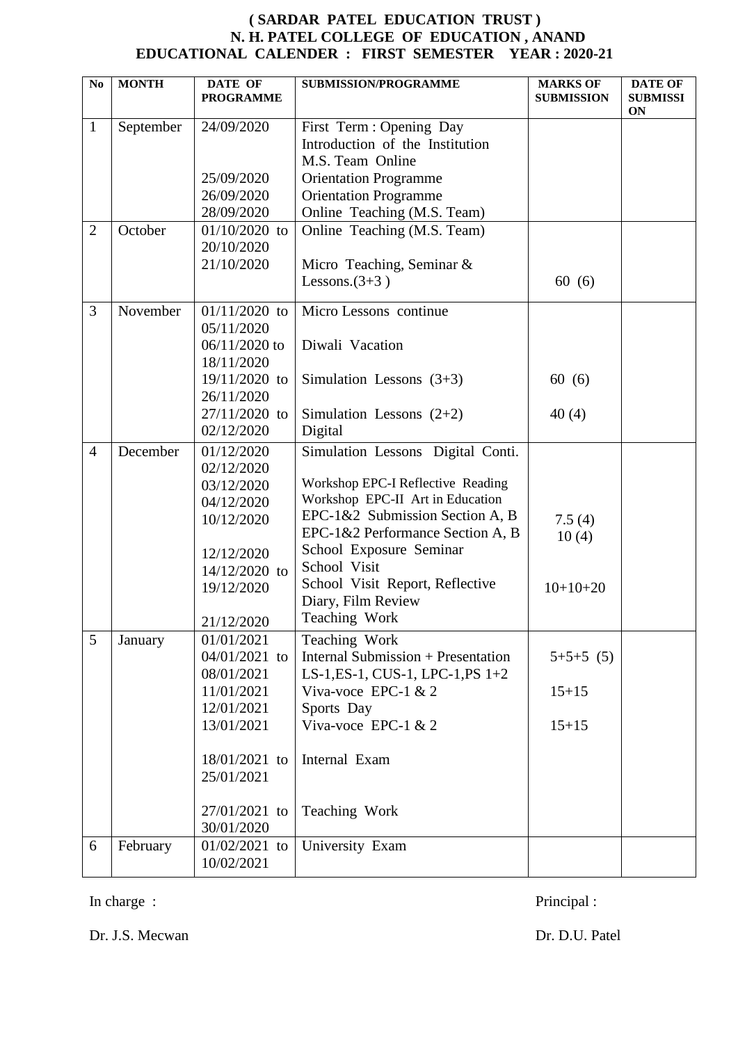# ( SARDAR PATEL EDUCATION TRUST )
## N. H. PATEL COLLEGE OF EDUCATION , ANAND
### EDUCATIONAL CALENDER : FIRST SEMESTER YEAR : 2020-21

| No | MONTH | DATE OF PROGRAMME | SUBMISSION/PROGRAMME | MARKS OF SUBMISSION | DATE OF SUBMISSION |
|---|---|---|---|---|---|
| 1 | September | 24/09/2020 | First Term : Opening Day Introduction of the Institution M.S. Team Online | | |
| | | 25/09/2020 | Orientation Programme | | |
| | | 26/09/2020 | Orientation Programme | | |
| | | 28/09/2020 | Online Teaching (M.S. Team) | | |
| 2 | October | 01/10/2020 to 20/10/2020 | Online Teaching (M.S. Team) | | |
| | | 21/10/2020 | Micro Teaching, Seminar & Lessons.(3+3 ) | 60 (6) | |
| 3 | November | 01/11/2020 to 05/11/2020 | Micro Lessons continue | | |
| | | 06/11/2020 to 18/11/2020 | Diwali Vacation | | |
| | | 19/11/2020 to 26/11/2020 | Simulation Lessons (3+3) | 60 (6) | |
| | | 27/11/2020 to 02/12/2020 | Simulation Lessons (2+2) Digital | 40 (4) | |
| 4 | December | 01/12/2020 | Simulation Lessons Digital Conti. | | |
| | | 02/12/2020 | Workshop EPC-I Reflective Reading | | |
| | | 03/12/2020 | Workshop EPC-II Art in Education | | |
| | | 04/12/2020 | EPC-1&2 Submission Section A, B | 7.5 (4) | |
| | | 10/12/2020 | EPC-1&2 Performance Section A, B | 10 (4) | |
| | | 12/12/2020 | School Exposure Seminar | | |
| | | 14/12/2020 to 19/12/2020 | School Visit | | |
| | | | School Visit Report, Reflective Diary, Film Review | 10+10+20 | |
| | | 21/12/2020 | Teaching Work | | |
| 5 | January | 01/01/2021 | Teaching Work | | |
| | | 04/01/2021 to 08/01/2021 | Internal Submission + Presentation LS-1,ES-1, CUS-1, LPC-1,PS 1+2 | 5+5+5 (5) | |
| | | 11/01/2021 | Viva-voce EPC-1 & 2 | 15+15 | |
| | | 12/01/2021 | Sports Day | | |
| | | 13/01/2021 | Viva-voce EPC-1 & 2 | 15+15 | |
| | | 18/01/2021 to 25/01/2021 | Internal Exam | | |
| | | 27/01/2021 to 30/01/2020 | Teaching Work | | |
| 6 | February | 01/02/2021 to 10/02/2021 | University Exam | | |

In charge :

Dr. J.S. Mecwan

Principal :

Dr. D.U. Patel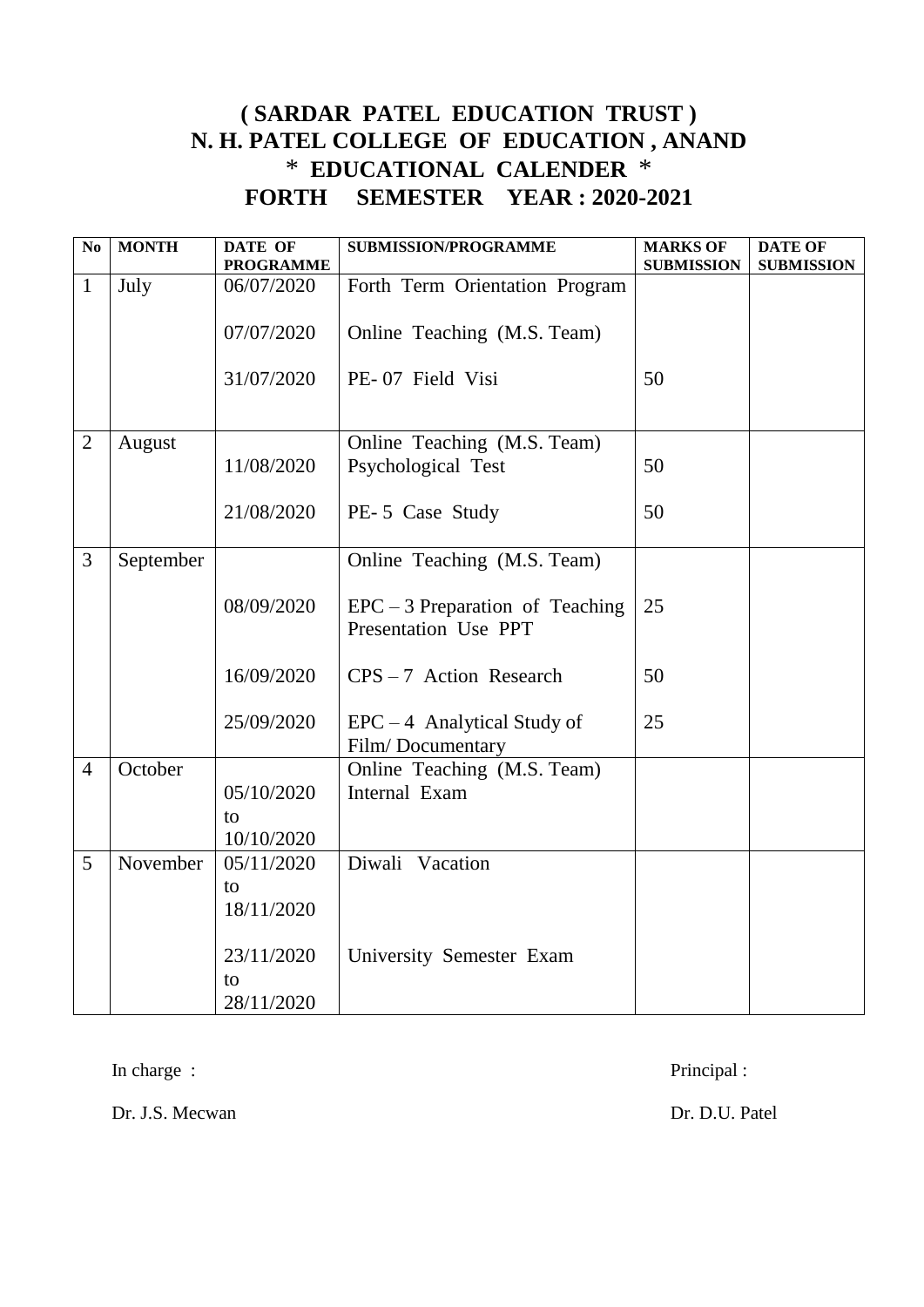# ( SARDAR PATEL EDUCATION TRUST )
# N. H. PATEL COLLEGE OF EDUCATION , ANAND
# * EDUCATIONAL CALENDER *
# FORTH SEMESTER YEAR : 2020-2021

| No | MONTH | DATE OF PROGRAMME | SUBMISSION/PROGRAMME | MARKS OF SUBMISSION | DATE OF SUBMISSION |
|---|---|---|---|---|---|
| 1 | July | 06/07/2020 | Forth Term Orientation Program | | |
| | | 07/07/2020 | Online Teaching (M.S. Team) | | |
| | | 31/07/2020 | PE- 07 Field Visi | 50 | |
| 2 | August | | Online Teaching (M.S. Team) | | |
| | | 11/08/2020 | Psychological Test | 50 | |
| | | 21/08/2020 | PE- 5 Case Study | 50 | |
| 3 | September | | Online Teaching (M.S. Team) | | |
| | | 08/09/2020 | EPC – 3 Preparation of Teaching Presentation Use PPT | 25 | |
| | | 16/09/2020 | CPS – 7 Action Research | 50 | |
| | | 25/09/2020 | EPC – 4 Analytical Study of Film/ Documentary | 25 | |
| 4 | October | | Online Teaching (M.S. Team) | | |
| | | 05/10/2020 to 10/10/2020 | Internal Exam | | |
| 5 | November | 05/11/2020 to 18/11/2020 | Diwali Vacation | | |
| | | 23/11/2020 to 28/11/2020 | University Semester Exam | | |

In charge :

Dr. J.S. Mecwan

Principal :

Dr. D.U. Patel